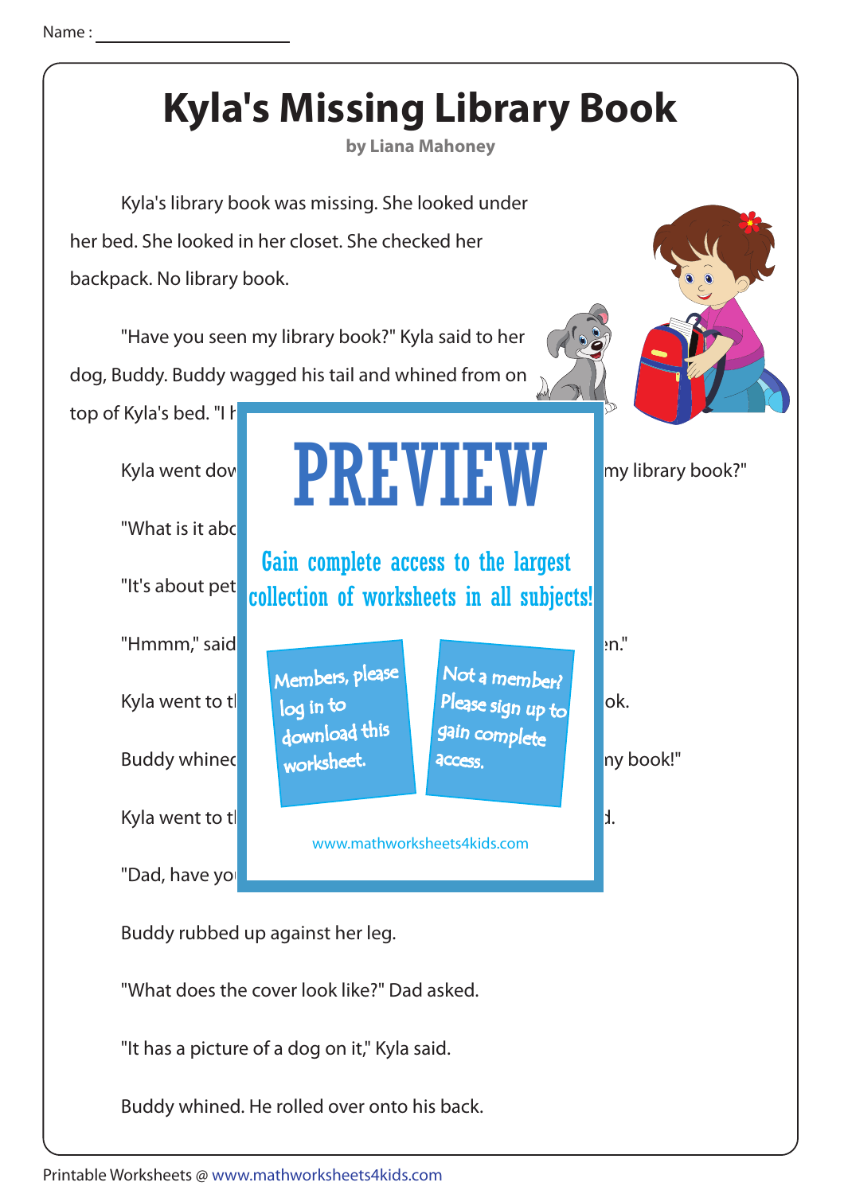Name :

# Kyla's Missing Library Book

**by Liana Mahoney**

Kyla's library book was missing. She looked under her bed. She looked in her closet. She checked her backpack. No library book.

"Have you seen my library book?" Kyla said to her dog, Buddy. Buddy wagged his tail and whined from on top of Kyla's bed. "I h

Kyla went dow my library book?"

"What is it abo

"It's about pet

"Hmmm," said n."

Kyla went to t ok.

Buddy whined ny book!"

Kyla went to t d.

"Dad, have yo

PREVIEW

Gain complete access to the largest collection of worksheets in all subjects!

Members, please log in to download this worksheet.

Not a member? Please sign up to gain complete access.

www.mathworksheets4kids.com

Buddy rubbed up against her leg.

"What does the cover look like?" Dad asked.

"It has a picture of a dog on it," Kyla said.

Buddy whined. He rolled over onto his back.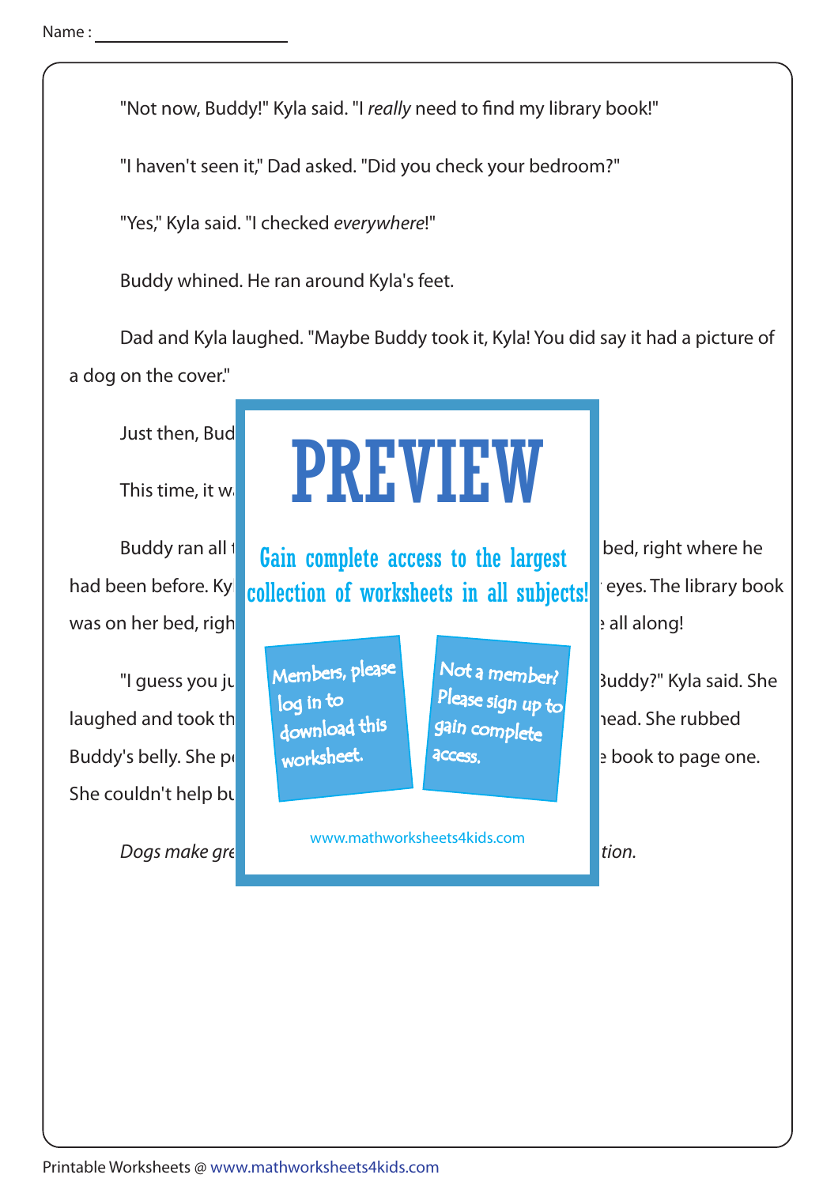Name :

"Not now, Buddy!" Kyla said. "I *really* need to find my library book!"

"I haven't seen it," Dad asked. "Did you check your bedroom?"

"Yes," Kyla said. "I checked *everywhere*!"

Buddy whined. He ran around Kyla's feet.

Dad and Kyla laughed. "Maybe Buddy took it, Kyla! You did say it had a picture of a dog on the cover."

Just then, Bud

This time, it w

Buddy ran all t bed, right where he had been before. Ky eyes. The library book was on her bed, righ all along!

"I guess you ju Buddy?" Kyla said. She laughed and took th head. She rubbed Buddy's belly. She p book to page one. She couldn't help bu

*Dogs make gre tion.*

PREVIEW

Gain complete access to the largest collection of worksheets in all subjects!

Members, please log in to download this worksheet.

Not a member? Please sign up to gain complete access.

www.mathworksheets4kids.com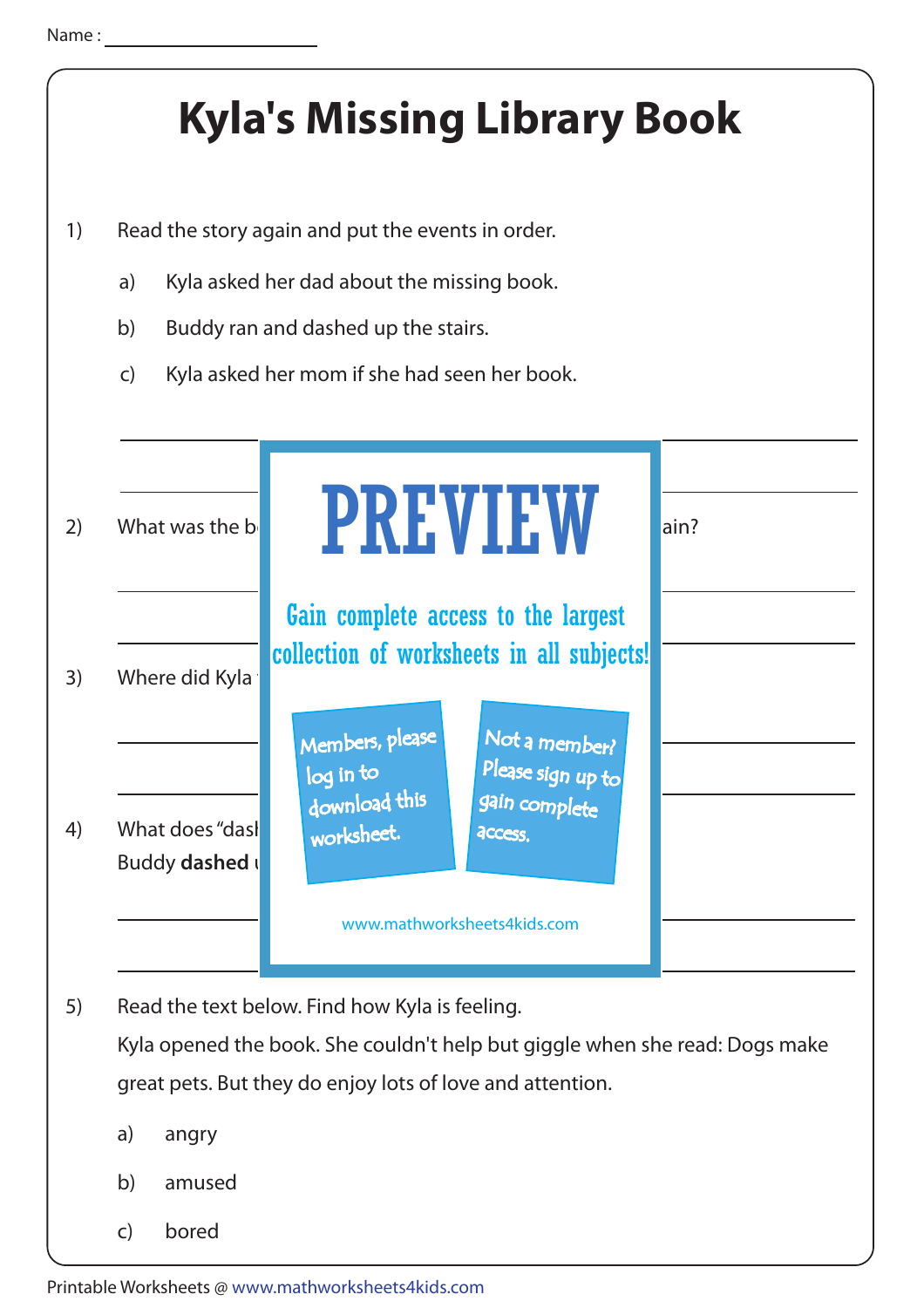Name : ____________________

# Kyla's Missing Library Book

1) Read the story again and put the events in order.

   a) Kyla asked her dad about the missing book.

   b) Buddy ran and dashed up the stairs.

   c) Kyla asked her mom if she had seen her book.

____________________________________________

____________________________________________

2) What was the b                                                  ain?

____________________________________________

____________________________________________

3) Where did Kyla

____________________________________________

____________________________________________

4) What does "dash
Buddy **dashed** u

____________________________________________

____________________________________________

PREVIEW

Gain complete access to the largest collection of worksheets in all subjects!

Members, please log in to download this worksheet.

Not a member? Please sign up to gain complete access.

www.mathworksheets4kids.com

5) Read the text below. Find how Kyla is feeling.
Kyla opened the book. She couldn't help but giggle when she read: Dogs make great pets. But they do enjoy lots of love and attention.

   a) angry

   b) amused

   c) bored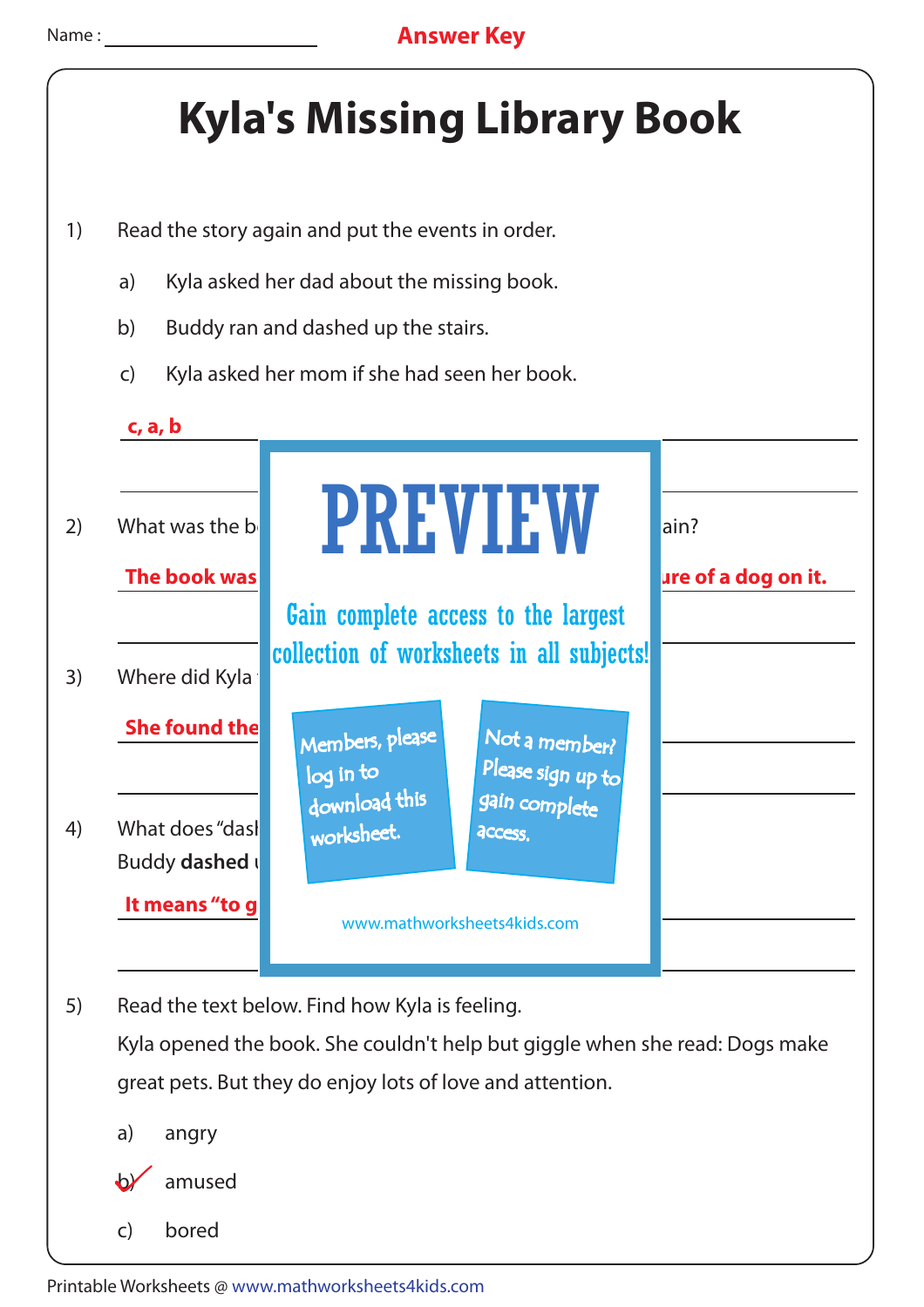Name : ____________________ **Answer Key**

# Kyla's Missing Library Book

1) Read the story again and put the events in order.

   a) Kyla asked her dad about the missing book.

   b) Buddy ran and dashed up the stairs.

   c) Kyla asked her mom if she had seen her book.

   **c, a, b**

2) What was the b ain?

   **The book was ure of a dog on it.**

3) Where did Kyla

   **She found the**

4) What does "dasl
   Buddy **dashed** u

   **It means "to g**

PREVIEW

Gain complete access to the largest collection of worksheets in all subjects!

Members, please log in to download this worksheet.

Not a member? Please sign up to gain complete access.

www.mathworksheets4kids.com

5) Read the text below. Find how Kyla is feeling.
   Kyla opened the book. She couldn't help but giggle when she read: Dogs make great pets. But they do enjoy lots of love and attention.

   a) angry

   b) amused ✓

   c) bored